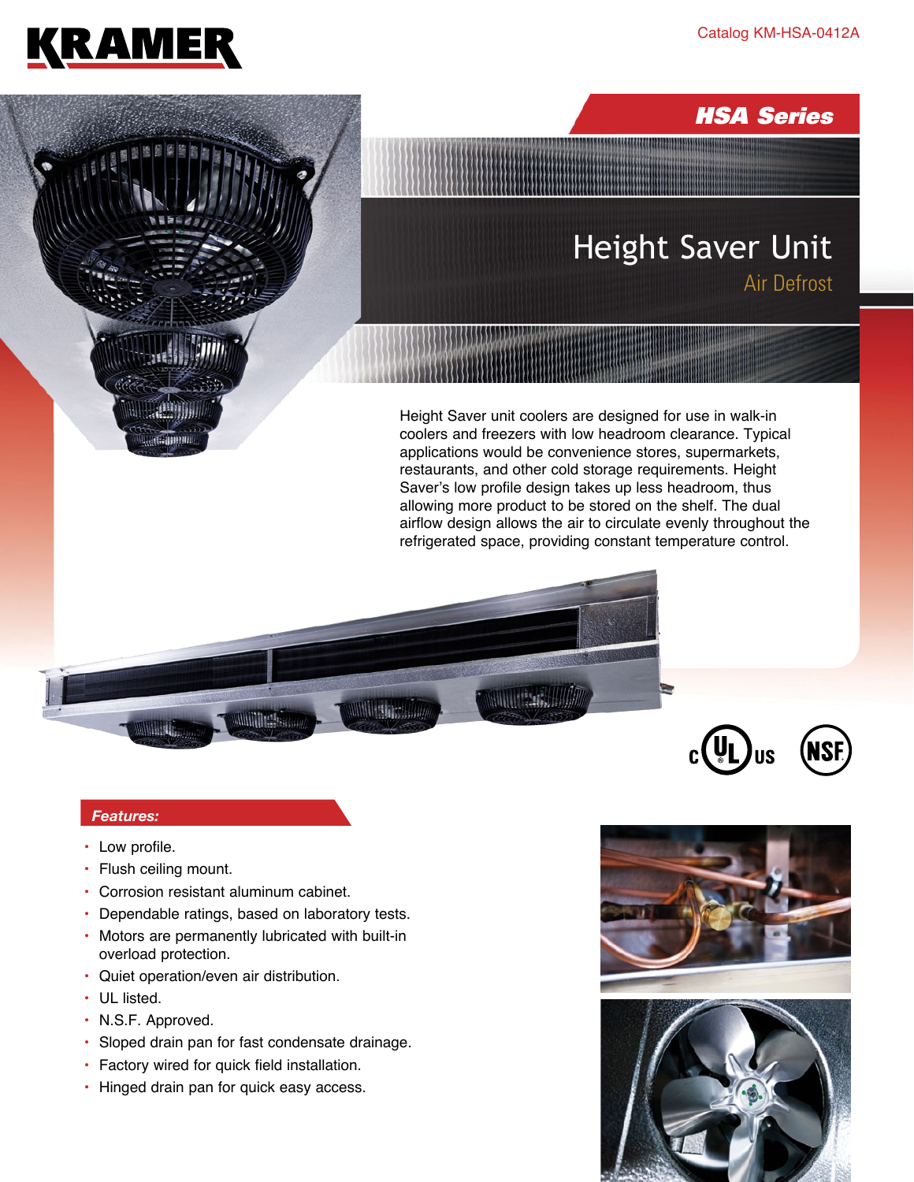KRAMER

Catalog KM-HSA-0412A

## HSA Series

# Height Saver Unit

### Air Defrost

Height Saver unit coolers are designed for use in walk-in coolers and freezers with low headroom clearance. Typical applications would be convenience stores, supermarkets, restaurants, and other cold storage requirements. Height Saver's low profile design takes up less headroom, thus allowing more product to be stored on the shelf. The dual airflow design allows the air to circulate evenly throughout the refrigerated space, providing constant temperature control.

c UL us NSF

### *Features:*

- Low profile.
- Flush ceiling mount.
- Corrosion resistant aluminum cabinet.
- Dependable ratings, based on laboratory tests.
- Motors are permanently lubricated with built-in overload protection.
- Quiet operation/even air distribution.
- UL listed.
- N.S.F. Approved.
- Sloped drain pan for fast condensate drainage.
- Factory wired for quick field installation.
- Hinged drain pan for quick easy access.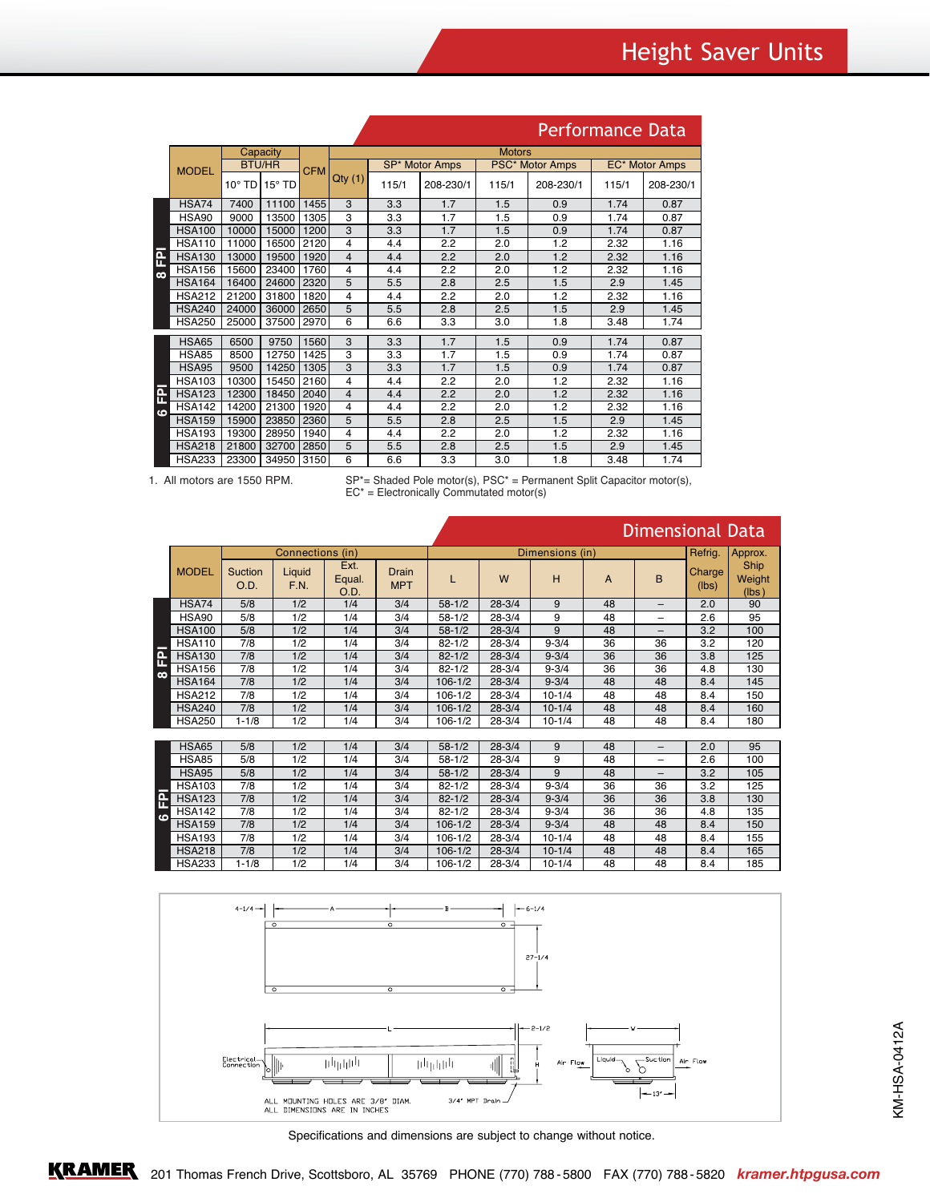# Height Saver Units

## Performance Data

| | MODEL | Capacity BTU/HR | | CFM | Motors | | | | | | |
|---|---|---|---|---|---|---|---|---|---|---|---|
| | | 10° TD | 15° TD | | Qty (1) | SP* Motor Amps 115/1 | SP* Motor Amps 208-230/1 | PSC* Motor Amps 115/1 | PSC* Motor Amps 208-230/1 | EC* Motor Amps 115/1 | EC* Motor Amps 208-230/1 |
| 8 FPI | HSA74 | 7400 | 11100 | 1455 | 3 | 3.3 | 1.7 | 1.5 | 0.9 | 1.74 | 0.87 |
| | HSA90 | 9000 | 13500 | 1305 | 3 | 3.3 | 1.7 | 1.5 | 0.9 | 1.74 | 0.87 |
| | HSA100 | 10000 | 15000 | 1200 | 3 | 3.3 | 1.7 | 1.5 | 0.9 | 1.74 | 0.87 |
| | HSA110 | 11000 | 16500 | 2120 | 4 | 4.4 | 2.2 | 2.0 | 1.2 | 2.32 | 1.16 |
| | HSA130 | 13000 | 19500 | 1920 | 4 | 4.4 | 2.2 | 2.0 | 1.2 | 2.32 | 1.16 |
| | HSA156 | 15600 | 23400 | 1760 | 4 | 4.4 | 2.2 | 2.0 | 1.2 | 2.32 | 1.16 |
| | HSA164 | 16400 | 24600 | 2320 | 5 | 5.5 | 2.8 | 2.5 | 1.5 | 2.9 | 1.45 |
| | HSA212 | 21200 | 31800 | 1820 | 4 | 4.4 | 2.2 | 2.0 | 1.2 | 2.32 | 1.16 |
| | HSA240 | 24000 | 36000 | 2650 | 5 | 5.5 | 2.8 | 2.5 | 1.5 | 2.9 | 1.45 |
| | HSA250 | 25000 | 37500 | 2970 | 6 | 6.6 | 3.3 | 3.0 | 1.8 | 3.48 | 1.74 |
| 6 FPI | HSA65 | 6500 | 9750 | 1560 | 3 | 3.3 | 1.7 | 1.5 | 0.9 | 1.74 | 0.87 |
| | HSA85 | 8500 | 12750 | 1425 | 3 | 3.3 | 1.7 | 1.5 | 0.9 | 1.74 | 0.87 |
| | HSA95 | 9500 | 14250 | 1305 | 3 | 3.3 | 1.7 | 1.5 | 0.9 | 1.74 | 0.87 |
| | HSA103 | 10300 | 15450 | 2160 | 4 | 4.4 | 2.2 | 2.0 | 1.2 | 2.32 | 1.16 |
| | HSA123 | 12300 | 18450 | 2040 | 4 | 4.4 | 2.2 | 2.0 | 1.2 | 2.32 | 1.16 |
| | HSA142 | 14200 | 21300 | 1920 | 4 | 4.4 | 2.2 | 2.0 | 1.2 | 2.32 | 1.16 |
| | HSA159 | 15900 | 23850 | 2360 | 5 | 5.5 | 2.8 | 2.5 | 1.5 | 2.9 | 1.45 |
| | HSA193 | 19300 | 28950 | 1940 | 4 | 4.4 | 2.2 | 2.0 | 1.2 | 2.32 | 1.16 |
| | HSA218 | 21800 | 32700 | 2850 | 5 | 5.5 | 2.8 | 2.5 | 1.5 | 2.9 | 1.45 |
| | HSA233 | 23300 | 34950 | 3150 | 6 | 6.6 | 3.3 | 3.0 | 1.8 | 3.48 | 1.74 |

1. All motors are 1550 RPM.

SP*= Shaded Pole motor(s), PSC* = Permanent Split Capacitor motor(s), EC* = Electronically Commutated motor(s)

## Dimensional Data

| | MODEL | Connections (in) | | | | Dimensions (in) | | | | | Refrig. Charge (lbs) | Approx. Ship Weight (lbs) |
|---|---|---|---|---|---|---|---|---|---|---|---|---|
| | | Suction O.D. | Liquid F.N. | Ext. Equal. O.D. | Drain MPT | L | W | H | A | B | | |
| 8 FPI | HSA74 | 5/8 | 1/2 | 1/4 | 3/4 | 58-1/2 | 28-3/4 | 9 | 48 | – | 2.0 | 90 |
| | HSA90 | 5/8 | 1/2 | 1/4 | 3/4 | 58-1/2 | 28-3/4 | 9 | 48 | – | 2.6 | 95 |
| | HSA100 | 5/8 | 1/2 | 1/4 | 3/4 | 58-1/2 | 28-3/4 | 9 | 48 | – | 3.2 | 100 |
| | HSA110 | 7/8 | 1/2 | 1/4 | 3/4 | 82-1/2 | 28-3/4 | 9-3/4 | 36 | 36 | 3.2 | 120 |
| | HSA130 | 7/8 | 1/2 | 1/4 | 3/4 | 82-1/2 | 28-3/4 | 9-3/4 | 36 | 36 | 3.8 | 125 |
| | HSA156 | 7/8 | 1/2 | 1/4 | 3/4 | 82-1/2 | 28-3/4 | 9-3/4 | 36 | 36 | 4.8 | 130 |
| | HSA164 | 7/8 | 1/2 | 1/4 | 3/4 | 106-1/2 | 28-3/4 | 9-3/4 | 48 | 48 | 8.4 | 145 |
| | HSA212 | 7/8 | 1/2 | 1/4 | 3/4 | 106-1/2 | 28-3/4 | 10-1/4 | 48 | 48 | 8.4 | 150 |
| | HSA240 | 7/8 | 1/2 | 1/4 | 3/4 | 106-1/2 | 28-3/4 | 10-1/4 | 48 | 48 | 8.4 | 160 |
| | HSA250 | 1-1/8 | 1/2 | 1/4 | 3/4 | 106-1/2 | 28-3/4 | 10-1/4 | 48 | 48 | 8.4 | 180 |
| 6 FPI | HSA65 | 5/8 | 1/2 | 1/4 | 3/4 | 58-1/2 | 28-3/4 | 9 | 48 | – | 2.0 | 95 |
| | HSA85 | 5/8 | 1/2 | 1/4 | 3/4 | 58-1/2 | 28-3/4 | 9 | 48 | – | 2.6 | 100 |
| | HSA95 | 5/8 | 1/2 | 1/4 | 3/4 | 58-1/2 | 28-3/4 | 9 | 48 | – | 3.2 | 105 |
| | HSA103 | 7/8 | 1/2 | 1/4 | 3/4 | 82-1/2 | 28-3/4 | 9-3/4 | 36 | 36 | 3.2 | 125 |
| | HSA123 | 7/8 | 1/2 | 1/4 | 3/4 | 82-1/2 | 28-3/4 | 9-3/4 | 36 | 36 | 3.8 | 130 |
| | HSA142 | 7/8 | 1/2 | 1/4 | 3/4 | 82-1/2 | 28-3/4 | 9-3/4 | 36 | 36 | 4.8 | 135 |
| | HSA159 | 7/8 | 1/2 | 1/4 | 3/4 | 106-1/2 | 28-3/4 | 9-3/4 | 48 | 48 | 8.4 | 150 |
| | HSA193 | 7/8 | 1/2 | 1/4 | 3/4 | 106-1/2 | 28-3/4 | 10-1/4 | 48 | 48 | 8.4 | 155 |
| | HSA218 | 7/8 | 1/2 | 1/4 | 3/4 | 106-1/2 | 28-3/4 | 10-1/4 | 48 | 48 | 8.4 | 165 |
| | HSA233 | 1-1/8 | 1/2 | 1/4 | 3/4 | 106-1/2 | 28-3/4 | 10-1/4 | 48 | 48 | 8.4 | 185 |

4-1/4
A
B
6-1/4
27-1/4
L
2-1/2
W
Electrical Connection
H
Air Flow
Liquid
Suction
Air Flow
13"
ALL MOUNTING HOLES ARE 3/8" DIAM.
ALL DIMENSIONS ARE IN INCHES
3/4" MPT Drain

Specifications and dimensions are subject to change without notice.

KM-HSA-0412A

KRAMER 201 Thomas French Drive, Scottsboro, AL 35769 PHONE (770) 788-5800 FAX (770) 788-5820 *kramer.htpgusa.com*